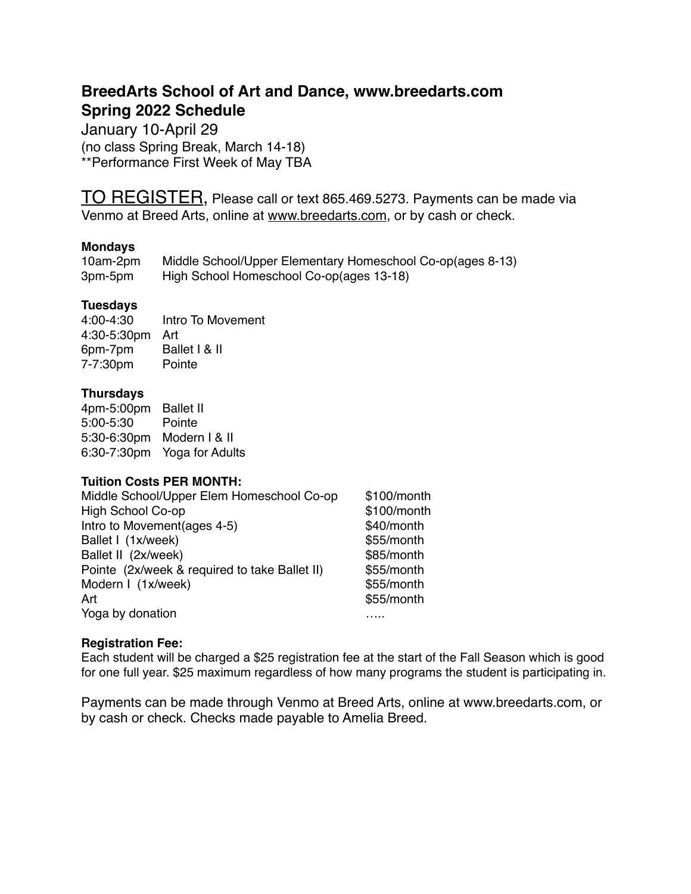# BreedArts School of Art and Dance, www.breedarts.com
## Spring 2022 Schedule

January 10-April 29
(no class Spring Break, March 14-18)
**Performance First Week of May TBA

<u>TO REGISTER</u>, Please call or text 865.469.5273. Payments can be made via Venmo at Breed Arts, online at www.breedarts.com, or by cash or check.

**Mondays**

| | |
|---|---|
| 10am-2pm | Middle School/Upper Elementary Homeschool Co-op(ages 8-13) |
| 3pm-5pm | High School Homeschool Co-op(ages 13-18) |

**Tuesdays**

| | |
|---|---|
| 4:00-4:30 | Intro To Movement |
| 4:30-5:30pm | Art |
| 6pm-7pm | Ballet I & II |
| 7-7:30pm | Pointe |

**Thursdays**

| | |
|---|---|
| 4pm-5:00pm | Ballet II |
| 5:00-5:30 | Pointe |
| 5:30-6:30pm | Modern I & II |
| 6:30-7:30pm | Yoga for Adults |

**Tuition Costs PER MONTH:**

| | |
|---|---|
| Middle School/Upper Elem Homeschool Co-op | $100/month |
| High School Co-op | $100/month |
| Intro to Movement(ages 4-5) | $40/month |
| Ballet I (1x/week) | $55/month |
| Ballet II (2x/week) | $85/month |
| Pointe (2x/week & required to take Ballet II) | $55/month |
| Modern I (1x/week) | $55/month |
| Art | $55/month |
| Yoga by donation | ….. |

**Registration Fee:**
Each student will be charged a $25 registration fee at the start of the Fall Season which is good for one full year. $25 maximum regardless of how many programs the student is participating in.

Payments can be made through Venmo at Breed Arts, online at www.breedarts.com, or by cash or check. Checks made payable to Amelia Breed.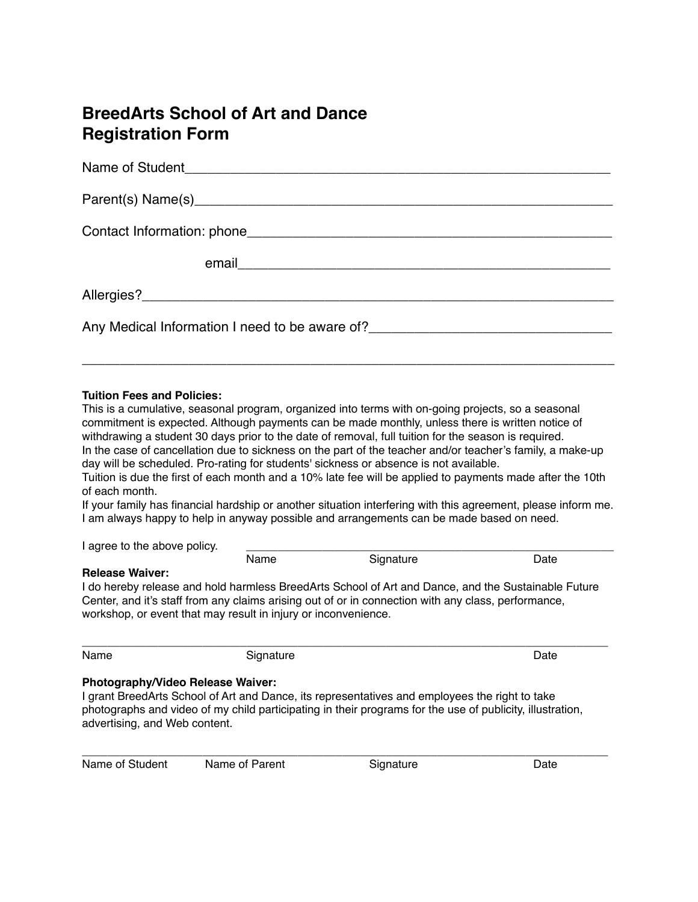# BreedArts School of Art and Dance
# Registration Form

Name of Student_______________________________________________________

Parent(s) Name(s)_____________________________________________________

Contact Information: phone______________________________________________

email______________________________________________

Allergies?___________________________________________________________

Any Medical Information I need to be aware of?_________________________________

_____________________________________________________________________

**Tuition Fees and Policies:**
This is a cumulative, seasonal program, organized into terms with on-going projects, so a seasonal commitment is expected. Although payments can be made monthly, unless there is written notice of withdrawing a student 30 days prior to the date of removal, full tuition for the season is required.
In the case of cancellation due to sickness on the part of the teacher and/or teacher's family, a make-up day will be scheduled. Pro-rating for students' sickness or absence is not available.
Tuition is due the first of each month and a 10% late fee will be applied to payments made after the 10th of each month.
If your family has financial hardship or another situation interfering with this agreement, please inform me. I am always happy to help in anyway possible and arrangements can be made based on need.

I agree to the above policy. _______________________________________________

Name Signature Date

**Release Waiver:**
I do hereby release and hold harmless BreedArts School of Art and Dance, and the Sustainable Future Center, and it's staff from any claims arising out of or in connection with any class, performance, workshop, or event that may result in injury or inconvenience.

_____________________________________________________________________

Name Signature Date

**Photography/Video Release Waiver:**
I grant BreedArts School of Art and Dance, its representatives and employees the right to take photographs and video of my child participating in their programs for the use of publicity, illustration, advertising, and Web content.

_____________________________________________________________________

Name of Student Name of Parent Signature Date